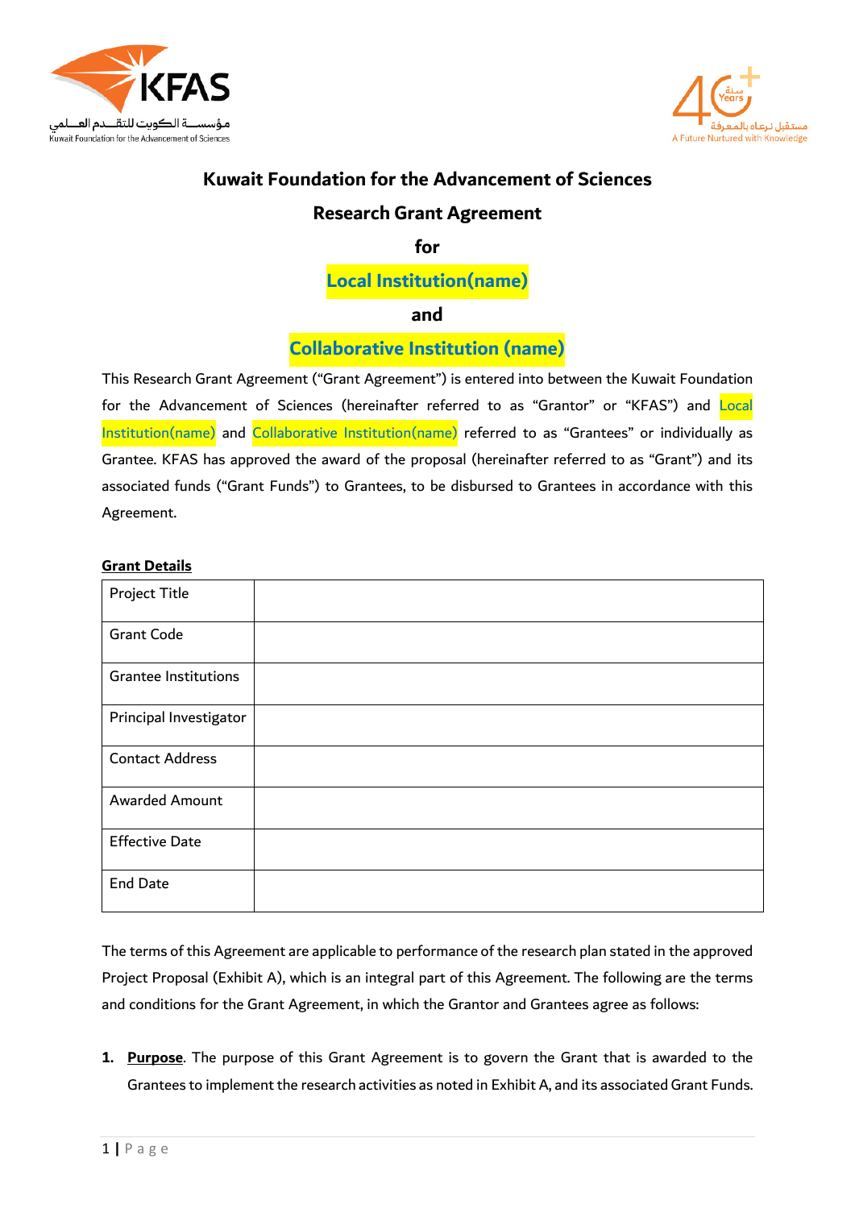# Kuwait Foundation for the Advancement of Sciences

## Research Grant Agreement

## for

## Local Institution(name)

## and

## Collaborative Institution (name)

This Research Grant Agreement ("Grant Agreement") is entered into between the Kuwait Foundation for the Advancement of Sciences (hereinafter referred to as "Grantor" or "KFAS") and Local Institution(name) and Collaborative Institution(name) referred to as "Grantees" or individually as Grantee. KFAS has approved the award of the proposal (hereinafter referred to as "Grant") and its associated funds ("Grant Funds") to Grantees, to be disbursed to Grantees in accordance with this Agreement.

**Grant Details**

| | |
|---|---|
| Project Title | |
| Grant Code | |
| Grantee Institutions | |
| Principal Investigator | |
| Contact Address | |
| Awarded Amount | |
| Effective Date | |
| End Date | |

The terms of this Agreement are applicable to performance of the research plan stated in the approved Project Proposal (Exhibit A), which is an integral part of this Agreement. The following are the terms and conditions for the Grant Agreement, in which the Grantor and Grantees agree as follows:

1. **Purpose**. The purpose of this Grant Agreement is to govern the Grant that is awarded to the Grantees to implement the research activities as noted in Exhibit A, and its associated Grant Funds.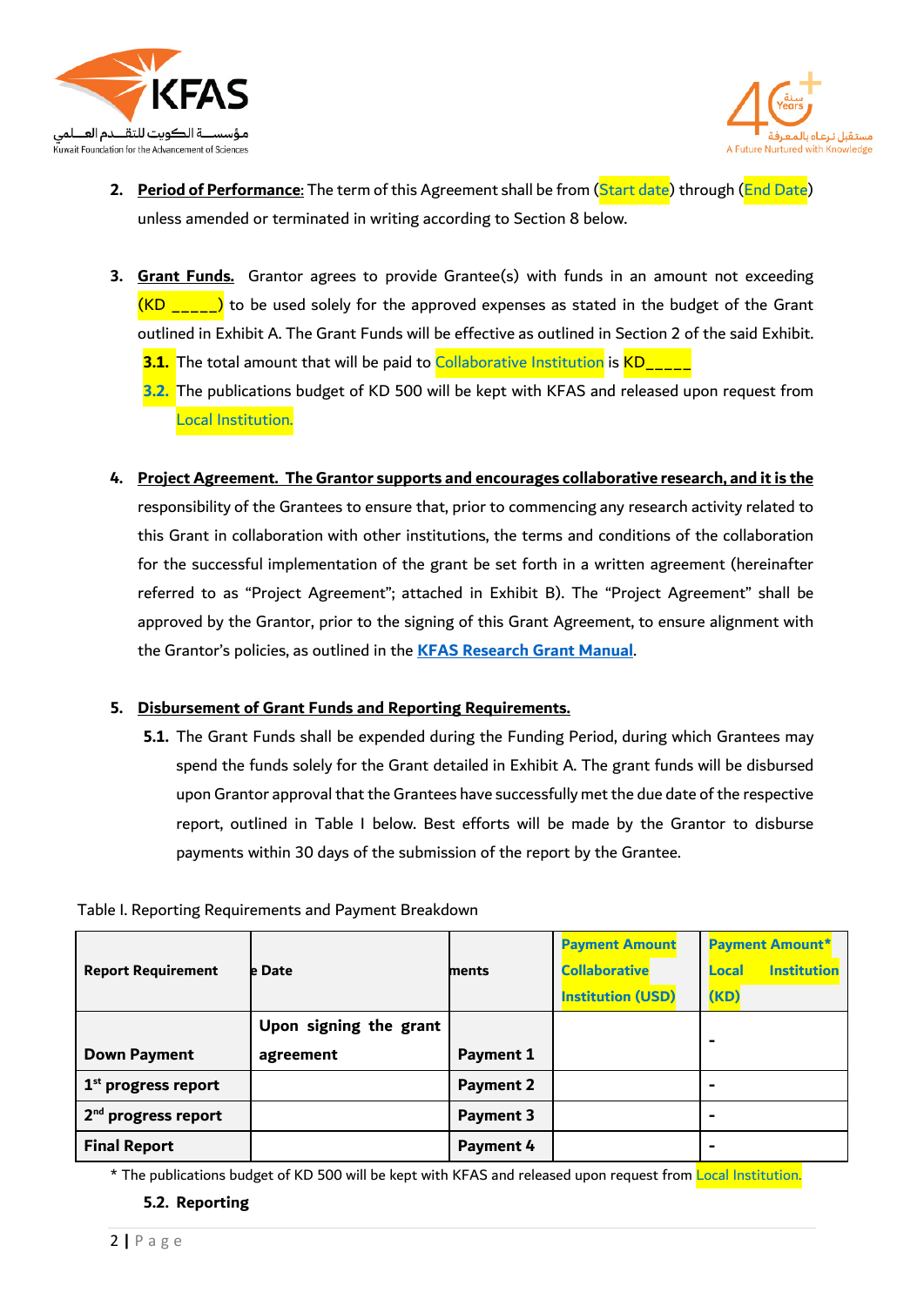2. **Period of Performance**: The term of this Agreement shall be from (Start date) through (End Date) unless amended or terminated in writing according to Section 8 below.

3. **Grant Funds.** Grantor agrees to provide Grantee(s) with funds in an amount not exceeding (KD _____) to be used solely for the approved expenses as stated in the budget of the Grant outlined in Exhibit A. The Grant Funds will be effective as outlined in Section 2 of the said Exhibit.

   **3.1.** The total amount that will be paid to Collaborative Institution is KD_____

   **3.2.** The publications budget of KD 500 will be kept with KFAS and released upon request from Local Institution.

4. **Project Agreement. The Grantor supports and encourages collaborative research, and it is the** responsibility of the Grantees to ensure that, prior to commencing any research activity related to this Grant in collaboration with other institutions, the terms and conditions of the collaboration for the successful implementation of the grant be set forth in a written agreement (hereinafter referred to as "Project Agreement"; attached in Exhibit B). The "Project Agreement" shall be approved by the Grantor, prior to the signing of this Grant Agreement, to ensure alignment with the Grantor's policies, as outlined in the **KFAS Research Grant Manual**.

5. **Disbursement of Grant Funds and Reporting Requirements.**

   **5.1.** The Grant Funds shall be expended during the Funding Period, during which Grantees may spend the funds solely for the Grant detailed in Exhibit A. The grant funds will be disbursed upon Grantor approval that the Grantees have successfully met the due date of the respective report, outlined in Table I below. Best efforts will be made by the Grantor to disburse payments within 30 days of the submission of the report by the Grantee.

Table I. Reporting Requirements and Payment Breakdown

| Report Requirement | e Date | ments | Payment Amount Collaborative Institution (USD) | Payment Amount* Local Institution (KD) |
|---|---|---|---|---|
| Down Payment | Upon signing the grant agreement | Payment 1 | | - |
| 1st progress report | | Payment 2 | | - |
| 2nd progress report | | Payment 3 | | - |
| Final Report | | Payment 4 | | - |

\* The publications budget of KD 500 will be kept with KFAS and released upon request from Local Institution.

**5.2. Reporting**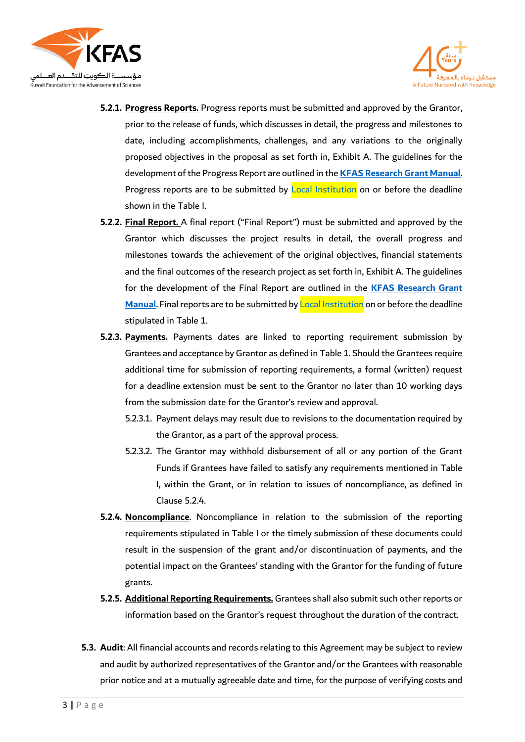**5.2.1.** **Progress Reports.** Progress reports must be submitted and approved by the Grantor, prior to the release of funds, which discusses in detail, the progress and milestones to date, including accomplishments, challenges, and any variations to the originally proposed objectives in the proposal as set forth in, Exhibit A. The guidelines for the development of the Progress Report are outlined in the **KFAS Research Grant Manual**. Progress reports are to be submitted by Local Institution on or before the deadline shown in the Table I.

**5.2.2.** **Final Report.** A final report ("Final Report") must be submitted and approved by the Grantor which discusses the project results in detail, the overall progress and milestones towards the achievement of the original objectives, financial statements and the final outcomes of the research project as set forth in, Exhibit A. The guidelines for the development of the Final Report are outlined in the **KFAS Research Grant Manual**. Final reports are to be submitted by Local Institution on or before the deadline stipulated in Table 1.

**5.2.3.** **Payments.** Payments dates are linked to reporting requirement submission by Grantees and acceptance by Grantor as defined in Table 1. Should the Grantees require additional time for submission of reporting requirements, a formal (written) request for a deadline extension must be sent to the Grantor no later than 10 working days from the submission date for the Grantor's review and approval.

5.2.3.1. Payment delays may result due to revisions to the documentation required by the Grantor, as a part of the approval process.

5.2.3.2. The Grantor may withhold disbursement of all or any portion of the Grant Funds if Grantees have failed to satisfy any requirements mentioned in Table I, within the Grant, or in relation to issues of noncompliance, as defined in Clause 5.2.4.

**5.2.4.** **Noncompliance**. Noncompliance in relation to the submission of the reporting requirements stipulated in Table I or the timely submission of these documents could result in the suspension of the grant and/or discontinuation of payments, and the potential impact on the Grantees' standing with the Grantor for the funding of future grants.

**5.2.5.** **Additional Reporting Requirements.** Grantees shall also submit such other reports or information based on the Grantor's request throughout the duration of the contract.

**5.3.** **Audit**: All financial accounts and records relating to this Agreement may be subject to review and audit by authorized representatives of the Grantor and/or the Grantees with reasonable prior notice and at a mutually agreeable date and time, for the purpose of verifying costs and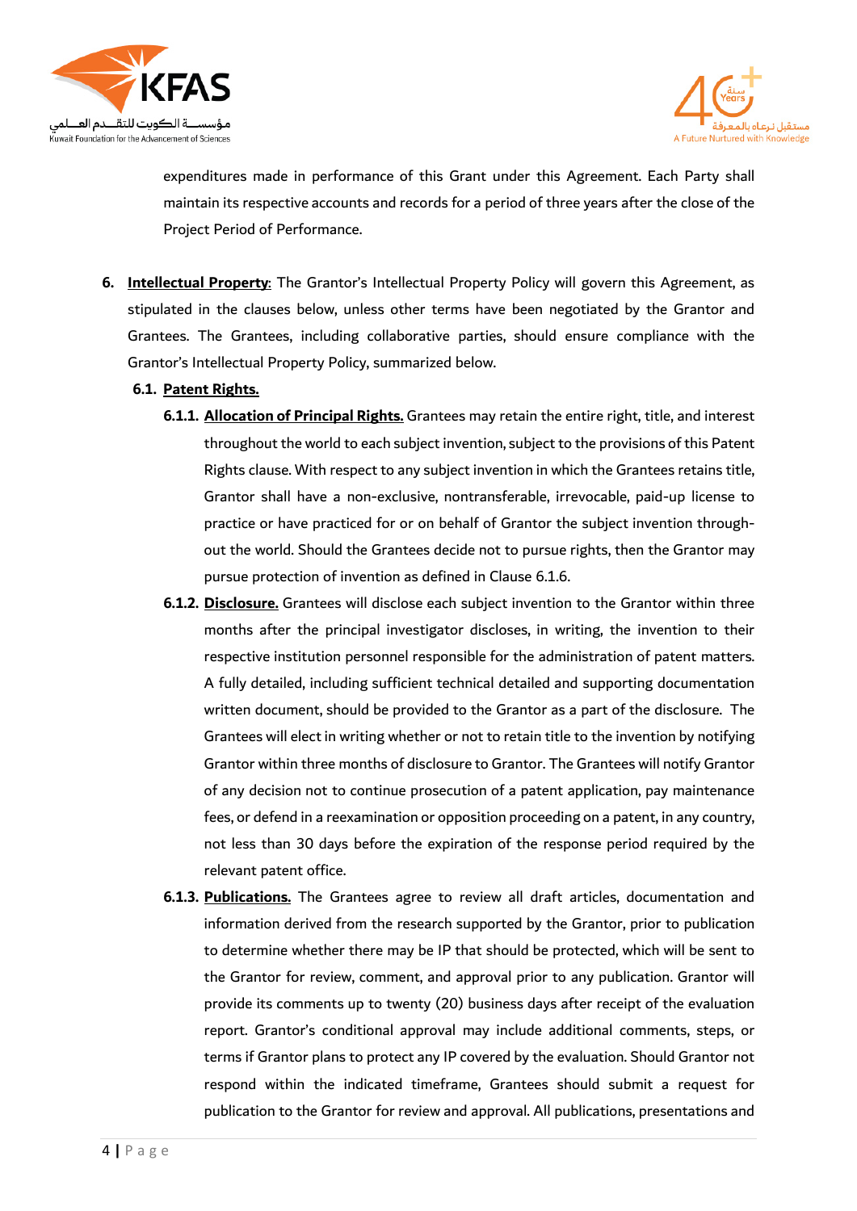expenditures made in performance of this Grant under this Agreement. Each Party shall maintain its respective accounts and records for a period of three years after the close of the Project Period of Performance.

6. **Intellectual Property**: The Grantor's Intellectual Property Policy will govern this Agreement, as stipulated in the clauses below, unless other terms have been negotiated by the Grantor and Grantees. The Grantees, including collaborative parties, should ensure compliance with the Grantor's Intellectual Property Policy, summarized below.

**6.1. Patent Rights.**

**6.1.1. Allocation of Principal Rights.** Grantees may retain the entire right, title, and interest throughout the world to each subject invention, subject to the provisions of this Patent Rights clause. With respect to any subject invention in which the Grantees retains title, Grantor shall have a non-exclusive, nontransferable, irrevocable, paid-up license to practice or have practiced for or on behalf of Grantor the subject invention throughout the world. Should the Grantees decide not to pursue rights, then the Grantor may pursue protection of invention as defined in Clause 6.1.6.

**6.1.2. Disclosure.** Grantees will disclose each subject invention to the Grantor within three months after the principal investigator discloses, in writing, the invention to their respective institution personnel responsible for the administration of patent matters. A fully detailed, including sufficient technical detailed and supporting documentation written document, should be provided to the Grantor as a part of the disclosure. The Grantees will elect in writing whether or not to retain title to the invention by notifying Grantor within three months of disclosure to Grantor. The Grantees will notify Grantor of any decision not to continue prosecution of a patent application, pay maintenance fees, or defend in a reexamination or opposition proceeding on a patent, in any country, not less than 30 days before the expiration of the response period required by the relevant patent office.

**6.1.3. Publications.** The Grantees agree to review all draft articles, documentation and information derived from the research supported by the Grantor, prior to publication to determine whether there may be IP that should be protected, which will be sent to the Grantor for review, comment, and approval prior to any publication. Grantor will provide its comments up to twenty (20) business days after receipt of the evaluation report. Grantor's conditional approval may include additional comments, steps, or terms if Grantor plans to protect any IP covered by the evaluation. Should Grantor not respond within the indicated timeframe, Grantees should submit a request for publication to the Grantor for review and approval. All publications, presentations and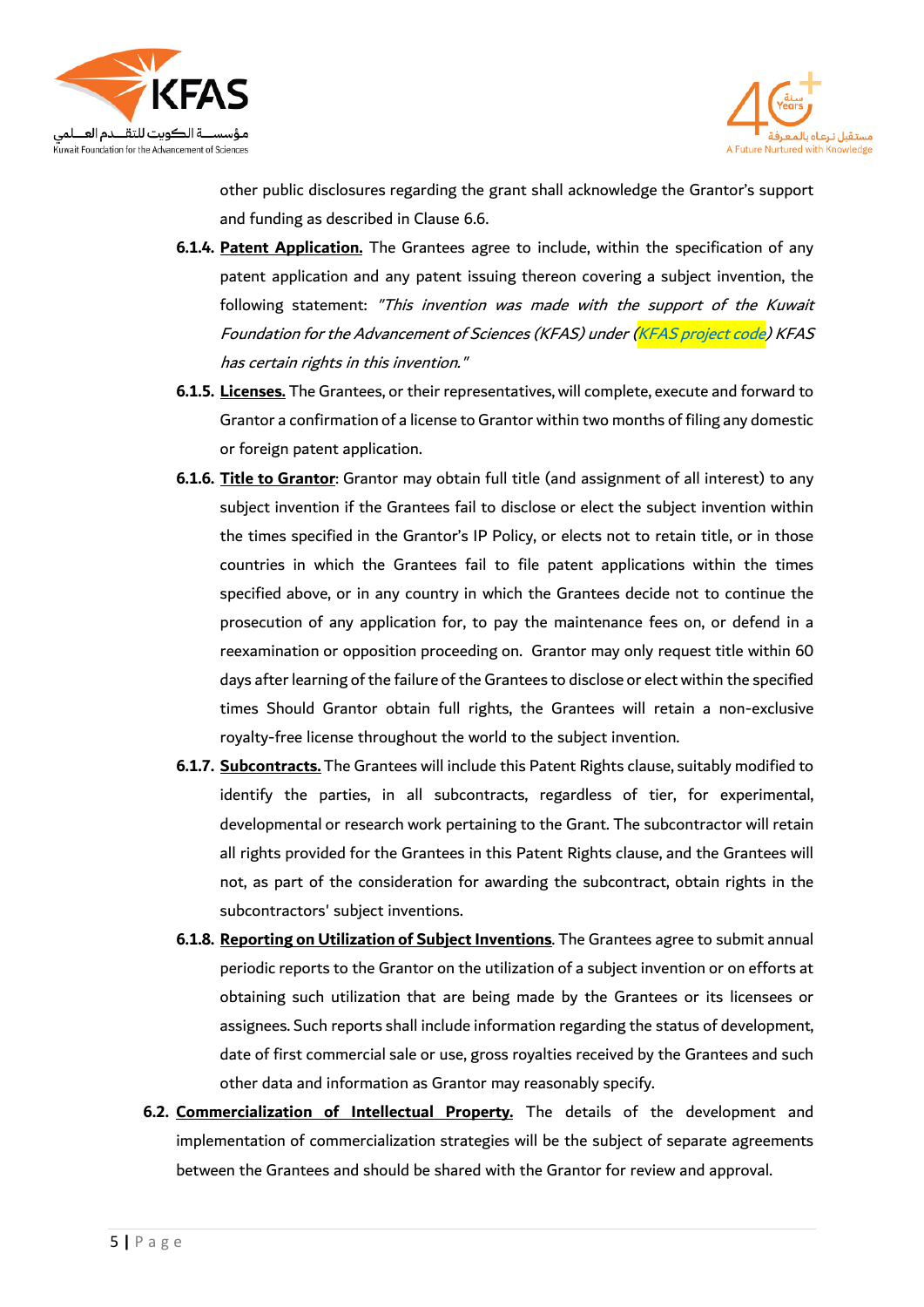other public disclosures regarding the grant shall acknowledge the Grantor's support and funding as described in Clause 6.6.

**6.1.4. Patent Application.** The Grantees agree to include, within the specification of any patent application and any patent issuing thereon covering a subject invention, the following statement: *"This invention was made with the support of the Kuwait Foundation for the Advancement of Sciences (KFAS) under (KFAS project code) KFAS has certain rights in this invention."*

**6.1.5. Licenses.** The Grantees, or their representatives, will complete, execute and forward to Grantor a confirmation of a license to Grantor within two months of filing any domestic or foreign patent application.

**6.1.6. Title to Grantor**: Grantor may obtain full title (and assignment of all interest) to any subject invention if the Grantees fail to disclose or elect the subject invention within the times specified in the Grantor's IP Policy, or elects not to retain title, or in those countries in which the Grantees fail to file patent applications within the times specified above, or in any country in which the Grantees decide not to continue the prosecution of any application for, to pay the maintenance fees on, or defend in a reexamination or opposition proceeding on. Grantor may only request title within 60 days after learning of the failure of the Grantees to disclose or elect within the specified times Should Grantor obtain full rights, the Grantees will retain a non-exclusive royalty-free license throughout the world to the subject invention.

**6.1.7. Subcontracts.** The Grantees will include this Patent Rights clause, suitably modified to identify the parties, in all subcontracts, regardless of tier, for experimental, developmental or research work pertaining to the Grant. The subcontractor will retain all rights provided for the Grantees in this Patent Rights clause, and the Grantees will not, as part of the consideration for awarding the subcontract, obtain rights in the subcontractors' subject inventions.

**6.1.8. Reporting on Utilization of Subject Inventions**. The Grantees agree to submit annual periodic reports to the Grantor on the utilization of a subject invention or on efforts at obtaining such utilization that are being made by the Grantees or its licensees or assignees. Such reports shall include information regarding the status of development, date of first commercial sale or use, gross royalties received by the Grantees and such other data and information as Grantor may reasonably specify.

**6.2. Commercialization of Intellectual Property.** The details of the development and implementation of commercialization strategies will be the subject of separate agreements between the Grantees and should be shared with the Grantor for review and approval.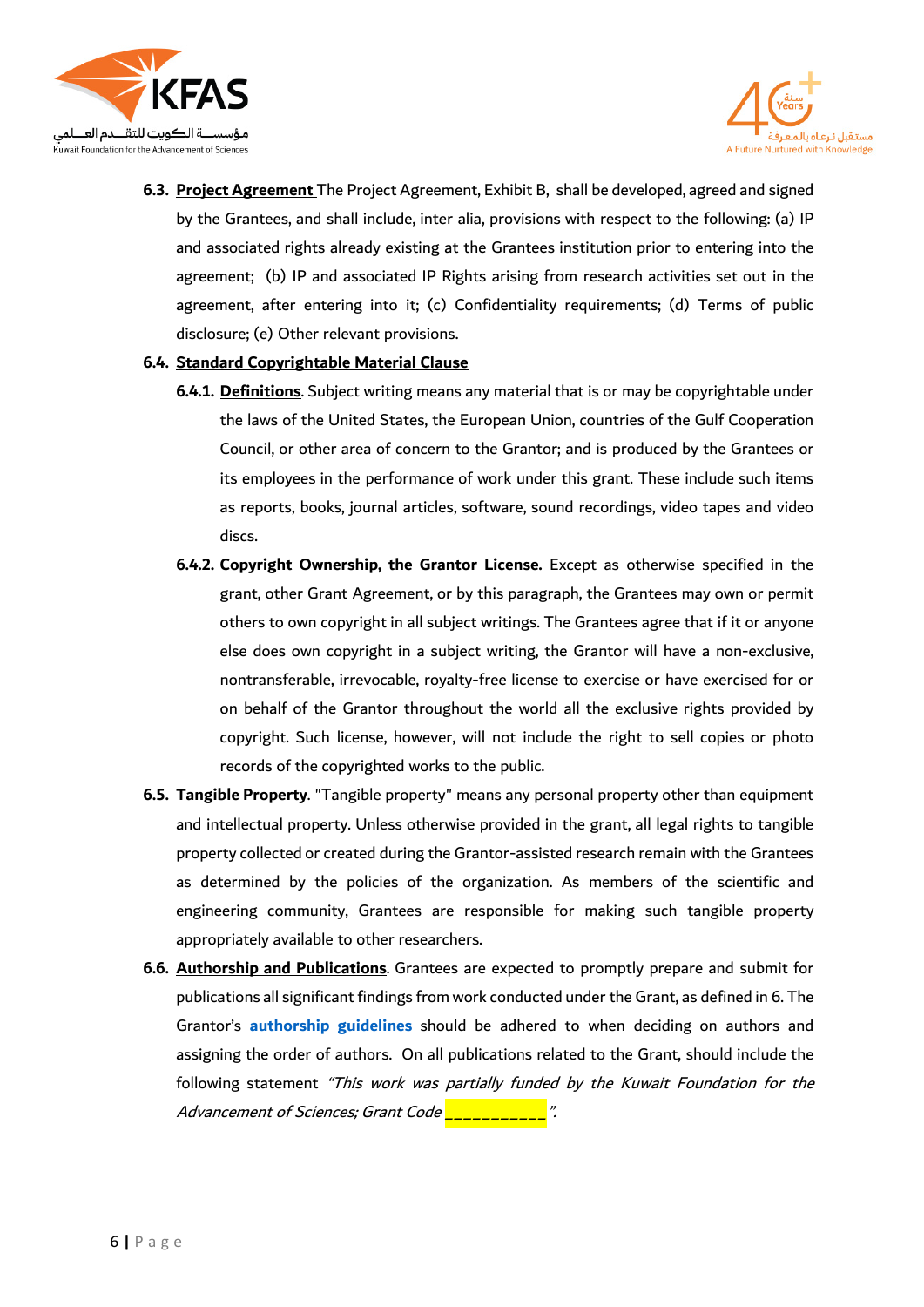**6.3. Project Agreement** The Project Agreement, Exhibit B, shall be developed, agreed and signed by the Grantees, and shall include, inter alia, provisions with respect to the following: (a) IP and associated rights already existing at the Grantees institution prior to entering into the agreement; (b) IP and associated IP Rights arising from research activities set out in the agreement, after entering into it; (c) Confidentiality requirements; (d) Terms of public disclosure; (e) Other relevant provisions.

**6.4. Standard Copyrightable Material Clause**

**6.4.1. Definitions**. Subject writing means any material that is or may be copyrightable under the laws of the United States, the European Union, countries of the Gulf Cooperation Council, or other area of concern to the Grantor; and is produced by the Grantees or its employees in the performance of work under this grant. These include such items as reports, books, journal articles, software, sound recordings, video tapes and video discs.

**6.4.2. Copyright Ownership, the Grantor License.** Except as otherwise specified in the grant, other Grant Agreement, or by this paragraph, the Grantees may own or permit others to own copyright in all subject writings. The Grantees agree that if it or anyone else does own copyright in a subject writing, the Grantor will have a non-exclusive, nontransferable, irrevocable, royalty-free license to exercise or have exercised for or on behalf of the Grantor throughout the world all the exclusive rights provided by copyright. Such license, however, will not include the right to sell copies or photo records of the copyrighted works to the public.

**6.5. Tangible Property**. "Tangible property" means any personal property other than equipment and intellectual property. Unless otherwise provided in the grant, all legal rights to tangible property collected or created during the Grantor-assisted research remain with the Grantees as determined by the policies of the organization. As members of the scientific and engineering community, Grantees are responsible for making such tangible property appropriately available to other researchers.

**6.6. Authorship and Publications**. Grantees are expected to promptly prepare and submit for publications all significant findings from work conducted under the Grant, as defined in 6. The Grantor's **authorship guidelines** should be adhered to when deciding on authors and assigning the order of authors. On all publications related to the Grant, should include the following statement *"This work was partially funded by the Kuwait Foundation for the Advancement of Sciences; Grant Code ___________".*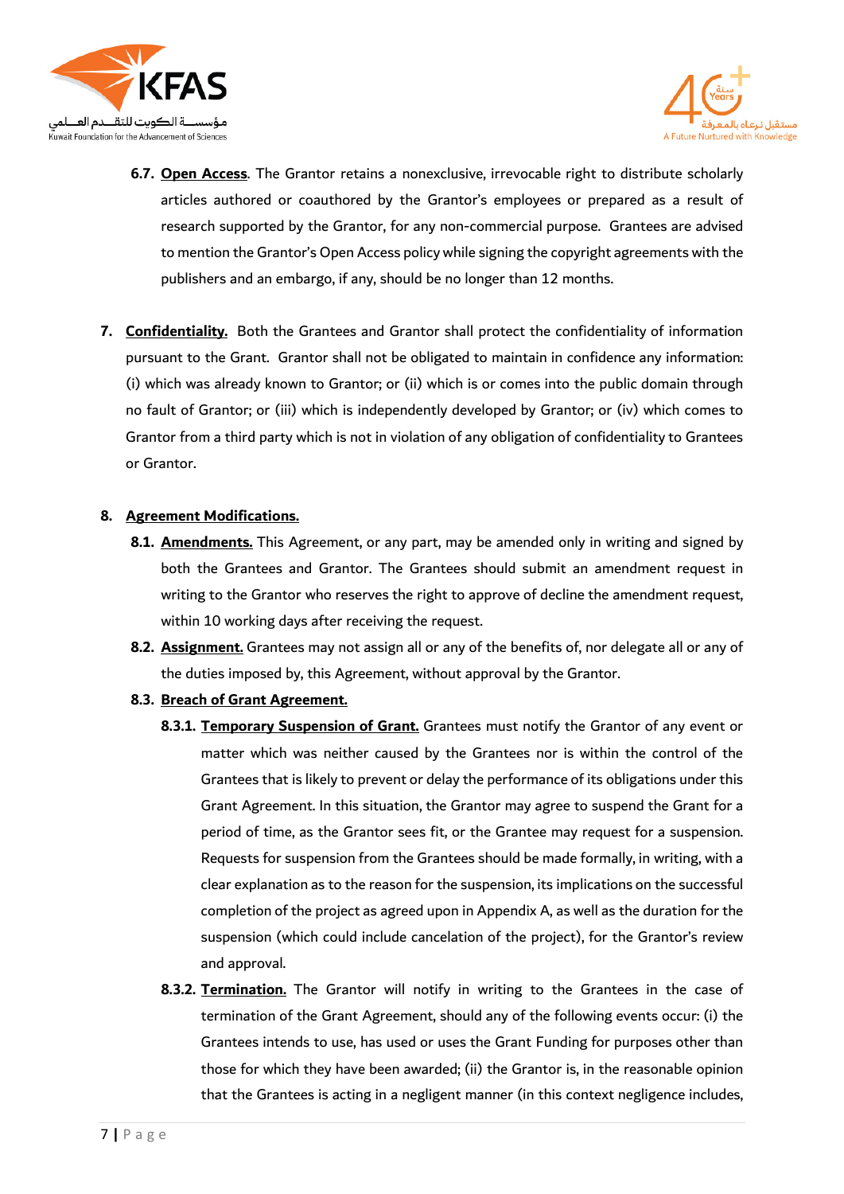6.7. **Open Access**. The Grantor retains a nonexclusive, irrevocable right to distribute scholarly articles authored or coauthored by the Grantor's employees or prepared as a result of research supported by the Grantor, for any non-commercial purpose. Grantees are advised to mention the Grantor's Open Access policy while signing the copyright agreements with the publishers and an embargo, if any, should be no longer than 12 months.

7. **Confidentiality.** Both the Grantees and Grantor shall protect the confidentiality of information pursuant to the Grant. Grantor shall not be obligated to maintain in confidence any information: (i) which was already known to Grantor; or (ii) which is or comes into the public domain through no fault of Grantor; or (iii) which is independently developed by Grantor; or (iv) which comes to Grantor from a third party which is not in violation of any obligation of confidentiality to Grantees or Grantor.

8. **Agreement Modifications.**

8.1. **Amendments.** This Agreement, or any part, may be amended only in writing and signed by both the Grantees and Grantor. The Grantees should submit an amendment request in writing to the Grantor who reserves the right to approve of decline the amendment request, within 10 working days after receiving the request.

8.2. **Assignment.** Grantees may not assign all or any of the benefits of, nor delegate all or any of the duties imposed by, this Agreement, without approval by the Grantor.

8.3. **Breach of Grant Agreement.**

8.3.1. **Temporary Suspension of Grant.** Grantees must notify the Grantor of any event or matter which was neither caused by the Grantees nor is within the control of the Grantees that is likely to prevent or delay the performance of its obligations under this Grant Agreement. In this situation, the Grantor may agree to suspend the Grant for a period of time, as the Grantor sees fit, or the Grantee may request for a suspension. Requests for suspension from the Grantees should be made formally, in writing, with a clear explanation as to the reason for the suspension, its implications on the successful completion of the project as agreed upon in Appendix A, as well as the duration for the suspension (which could include cancelation of the project), for the Grantor's review and approval.

8.3.2. **Termination.** The Grantor will notify in writing to the Grantees in the case of termination of the Grant Agreement, should any of the following events occur: (i) the Grantees intends to use, has used or uses the Grant Funding for purposes other than those for which they have been awarded; (ii) the Grantor is, in the reasonable opinion that the Grantees is acting in a negligent manner (in this context negligence includes,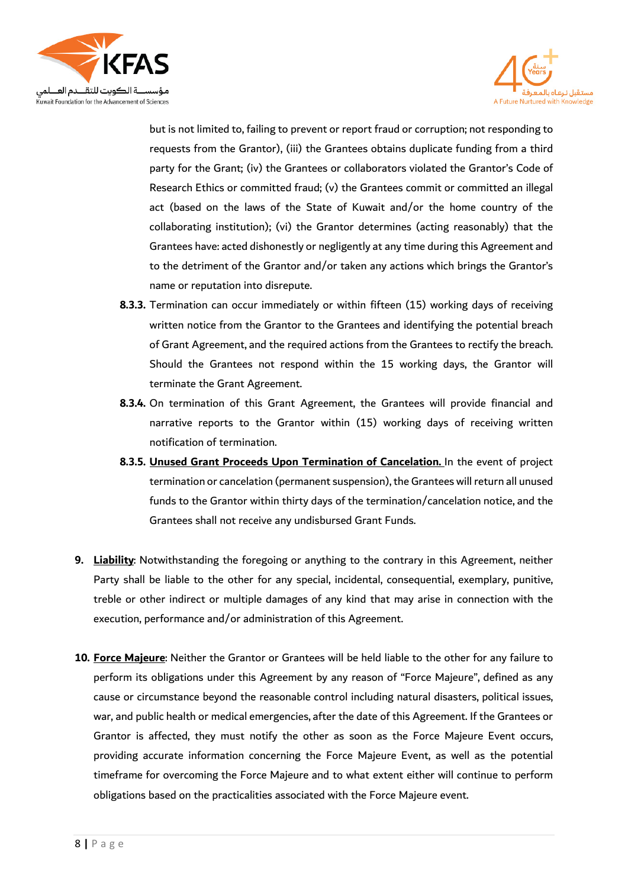but is not limited to, failing to prevent or report fraud or corruption; not responding to requests from the Grantor), (iii) the Grantees obtains duplicate funding from a third party for the Grant; (iv) the Grantees or collaborators violated the Grantor's Code of Research Ethics or committed fraud; (v) the Grantees commit or committed an illegal act (based on the laws of the State of Kuwait and/or the home country of the collaborating institution); (vi) the Grantor determines (acting reasonably) that the Grantees have: acted dishonestly or negligently at any time during this Agreement and to the detriment of the Grantor and/or taken any actions which brings the Grantor's name or reputation into disrepute.

**8.3.3.** Termination can occur immediately or within fifteen (15) working days of receiving written notice from the Grantor to the Grantees and identifying the potential breach of Grant Agreement, and the required actions from the Grantees to rectify the breach. Should the Grantees not respond within the 15 working days, the Grantor will terminate the Grant Agreement.

**8.3.4.** On termination of this Grant Agreement, the Grantees will provide financial and narrative reports to the Grantor within (15) working days of receiving written notification of termination.

**8.3.5.** **<u>Unused Grant Proceeds Upon Termination of Cancelation.</u>** In the event of project termination or cancelation (permanent suspension), the Grantees will return all unused funds to the Grantor within thirty days of the termination/cancelation notice, and the Grantees shall not receive any undisbursed Grant Funds.

**9.** **<u>Liability</u>**: Notwithstanding the foregoing or anything to the contrary in this Agreement, neither Party shall be liable to the other for any special, incidental, consequential, exemplary, punitive, treble or other indirect or multiple damages of any kind that may arise in connection with the execution, performance and/or administration of this Agreement.

**10.** **<u>Force Majeure</u>**: Neither the Grantor or Grantees will be held liable to the other for any failure to perform its obligations under this Agreement by any reason of "Force Majeure", defined as any cause or circumstance beyond the reasonable control including natural disasters, political issues, war, and public health or medical emergencies, after the date of this Agreement. If the Grantees or Grantor is affected, they must notify the other as soon as the Force Majeure Event occurs, providing accurate information concerning the Force Majeure Event, as well as the potential timeframe for overcoming the Force Majeure and to what extent either will continue to perform obligations based on the practicalities associated with the Force Majeure event.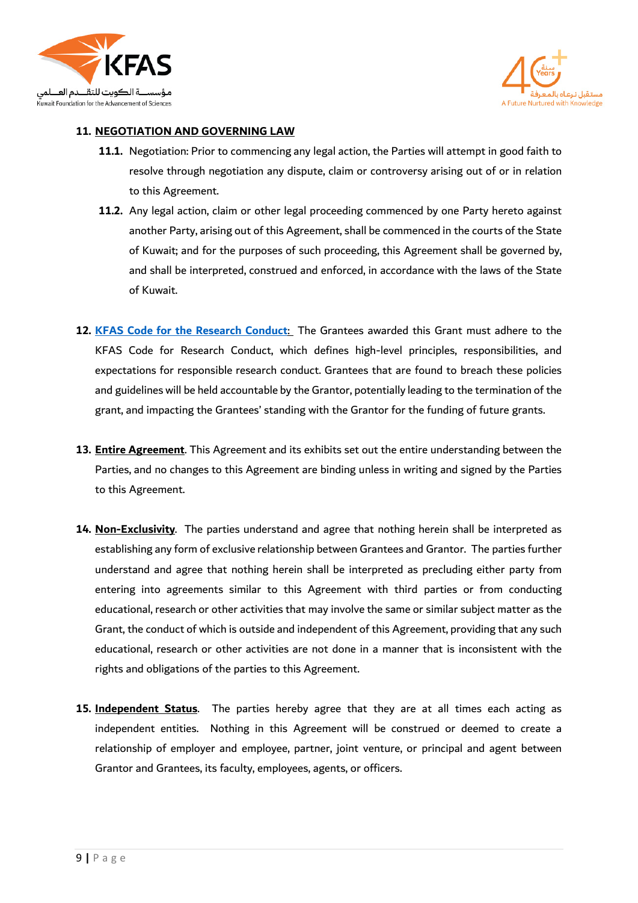**11. NEGOTIATION AND GOVERNING LAW**

**11.1.** Negotiation: Prior to commencing any legal action, the Parties will attempt in good faith to resolve through negotiation any dispute, claim or controversy arising out of or in relation to this Agreement.

**11.2.** Any legal action, claim or other legal proceeding commenced by one Party hereto against another Party, arising out of this Agreement, shall be commenced in the courts of the State of Kuwait; and for the purposes of such proceeding, this Agreement shall be governed by, and shall be interpreted, construed and enforced, in accordance with the laws of the State of Kuwait.

**12. KFAS Code for the Research Conduct:** The Grantees awarded this Grant must adhere to the KFAS Code for Research Conduct, which defines high-level principles, responsibilities, and expectations for responsible research conduct. Grantees that are found to breach these policies and guidelines will be held accountable by the Grantor, potentially leading to the termination of the grant, and impacting the Grantees' standing with the Grantor for the funding of future grants.

**13. Entire Agreement**. This Agreement and its exhibits set out the entire understanding between the Parties, and no changes to this Agreement are binding unless in writing and signed by the Parties to this Agreement.

**14. Non-Exclusivity**. The parties understand and agree that nothing herein shall be interpreted as establishing any form of exclusive relationship between Grantees and Grantor. The parties further understand and agree that nothing herein shall be interpreted as precluding either party from entering into agreements similar to this Agreement with third parties or from conducting educational, research or other activities that may involve the same or similar subject matter as the Grant, the conduct of which is outside and independent of this Agreement, providing that any such educational, research or other activities are not done in a manner that is inconsistent with the rights and obligations of the parties to this Agreement.

**15. Independent Status**. The parties hereby agree that they are at all times each acting as independent entities. Nothing in this Agreement will be construed or deemed to create a relationship of employer and employee, partner, joint venture, or principal and agent between Grantor and Grantees, its faculty, employees, agents, or officers.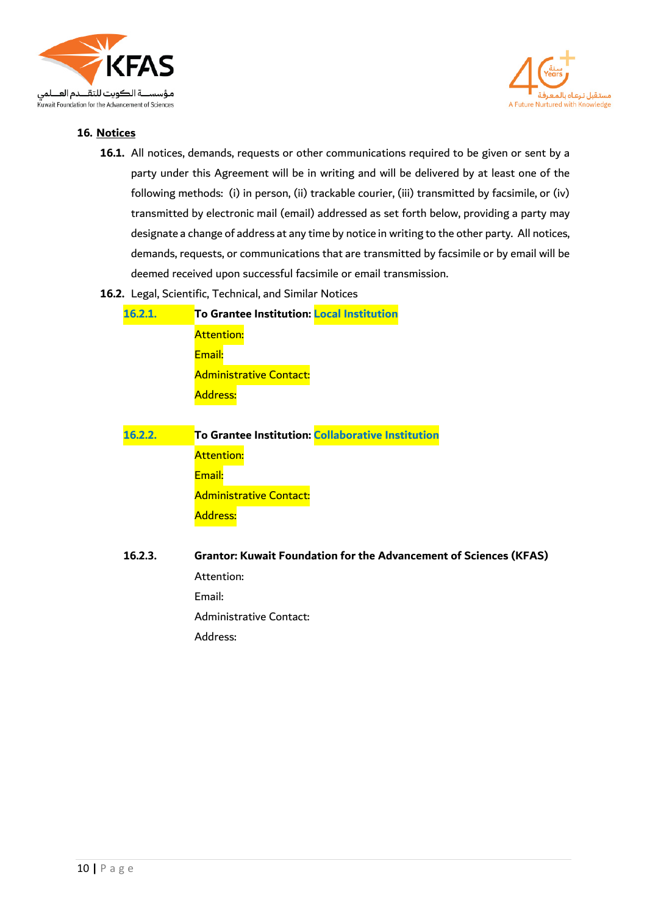## 16. Notices

**16.1.** All notices, demands, requests or other communications required to be given or sent by a party under this Agreement will be in writing and will be delivered by at least one of the following methods: (i) in person, (ii) trackable courier, (iii) transmitted by facsimile, or (iv) transmitted by electronic mail (email) addressed as set forth below, providing a party may designate a change of address at any time by notice in writing to the other party. All notices, demands, requests, or communications that are transmitted by facsimile or by email will be deemed received upon successful facsimile or email transmission.

**16.2.** Legal, Scientific, Technical, and Similar Notices

16.2.1. **To Grantee Institution: Local Institution**

Attention:

Email:

Administrative Contact:

Address:

16.2.2. **To Grantee Institution: Collaborative Institution**

Attention:

Email:

Administrative Contact:

Address:

16.2.3. **Grantor: Kuwait Foundation for the Advancement of Sciences (KFAS)**

Attention:

Email:

Administrative Contact:

Address: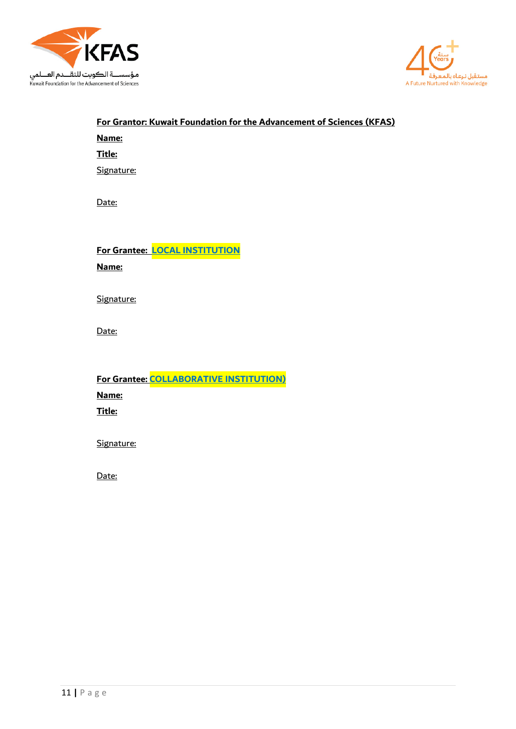**For Grantor: Kuwait Foundation for the Advancement of Sciences (KFAS)**

**Name:**

**Title:**

Signature:

Date:

**For Grantee: LOCAL INSTITUTION**

**Name:**

Signature:

Date:

**For Grantee: COLLABORATIVE INSTITUTION)**

**Name:**

**Title:**

Signature:

Date: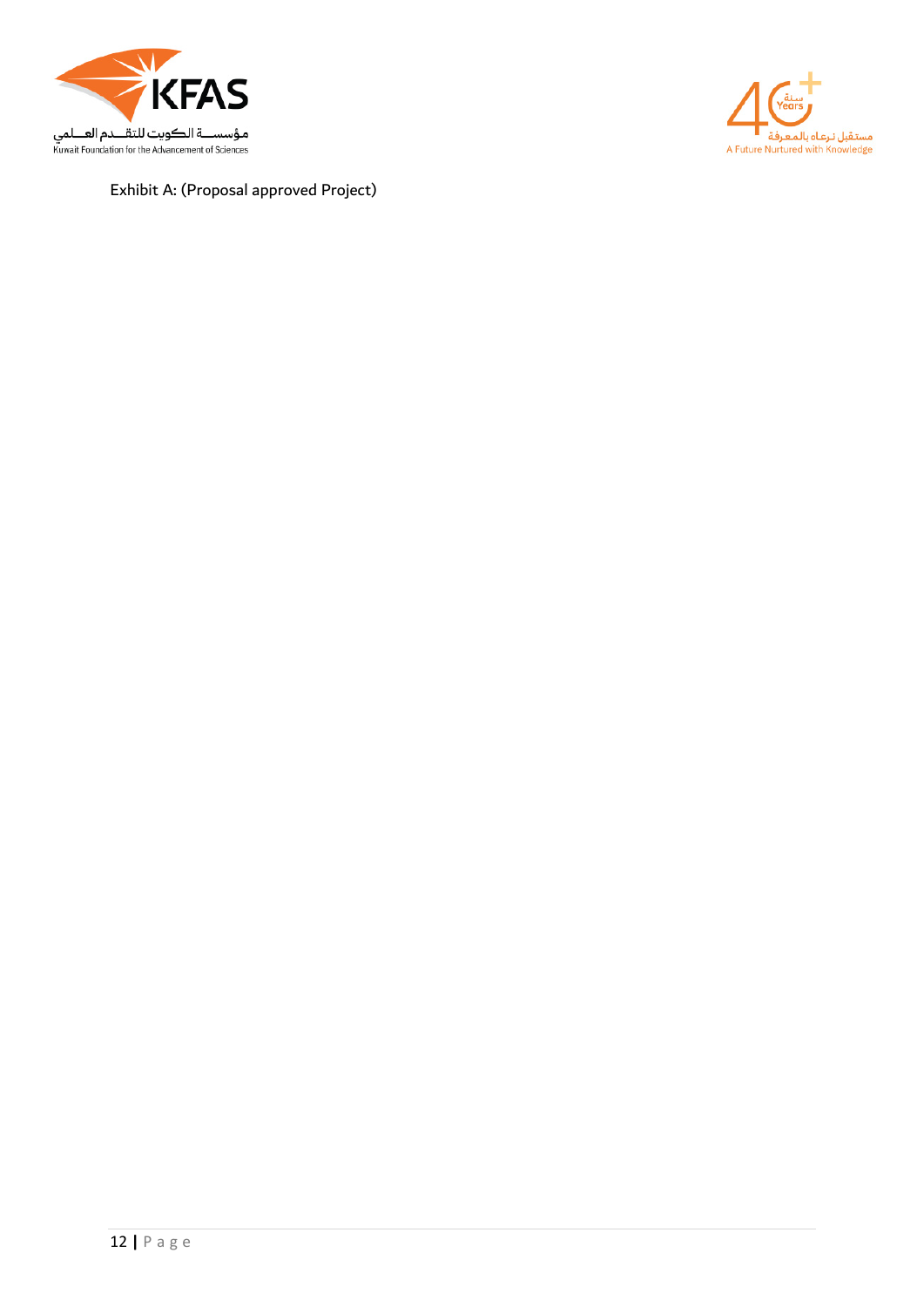Exhibit A: (Proposal approved Project)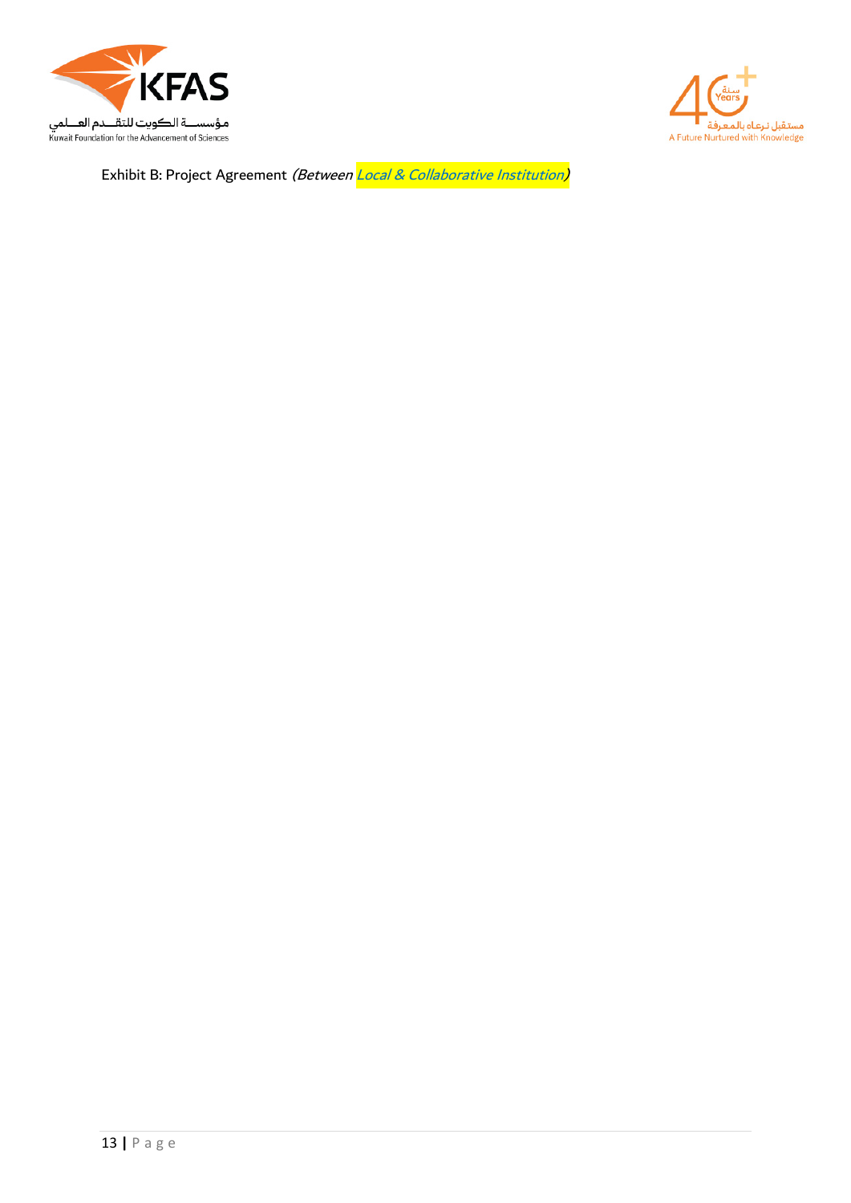Exhibit B: Project Agreement *(Between Local & Collaborative Institution)*